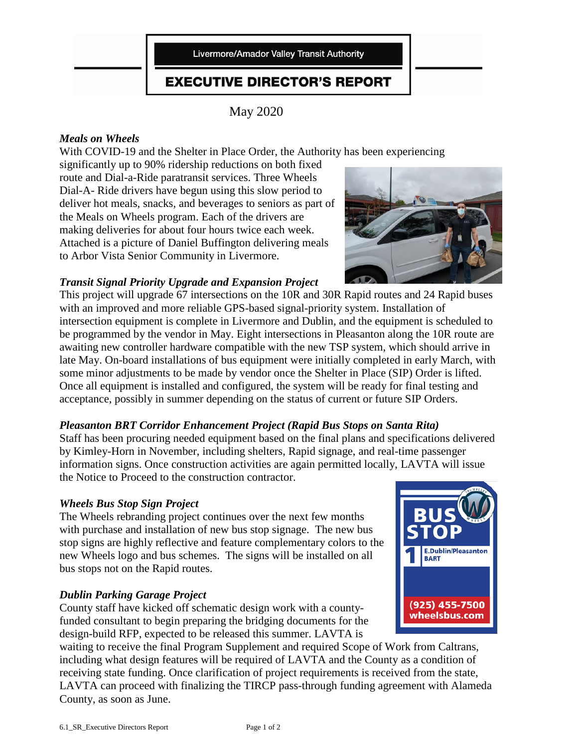Livermore/Amador Valley Transit Authority

# EXECUTIVE DIRECTOR'S REPORT

May 2020

### *Meals on Wheels*

With COVID-19 and the Shelter in Place Order, the Authority has been experiencing significantly up to 90% ridership reductions on both fixed route and Dial-a-Ride paratransit services. Three Wheels Dial-A- Ride drivers have begun using this slow period to deliver hot meals, snacks, and beverages to seniors as part of the Meals on Wheels program. Each of the drivers are making deliveries for about four hours twice each week. Attached is a picture of Daniel Buffington delivering meals to Arbor Vista Senior Community in Livermore.

### *Transit Signal Priority Upgrade and Expansion Project*

This project will upgrade 67 intersections on the 10R and 30R Rapid routes and 24 Rapid buses with an improved and more reliable GPS-based signal-priority system. Installation of intersection equipment is complete in Livermore and Dublin, and the equipment is scheduled to be programmed by the vendor in May. Eight intersections in Pleasanton along the 10R route are awaiting new controller hardware compatible with the new TSP system, which should arrive in late May. On-board installations of bus equipment were initially completed in early March, with some minor adjustments to be made by vendor once the Shelter in Place (SIP) Order is lifted. Once all equipment is installed and configured, the system will be ready for final testing and acceptance, possibly in summer depending on the status of current or future SIP Orders.

### *Pleasanton BRT Corridor Enhancement Project (Rapid Bus Stops on Santa Rita)*

Staff has been procuring needed equipment based on the final plans and specifications delivered by Kimley-Horn in November, including shelters, Rapid signage, and real-time passenger information signs. Once construction activities are again permitted locally, LAVTA will issue the Notice to Proceed to the construction contractor.

### *Wheels Bus Stop Sign Project*

The Wheels rebranding project continues over the next few months with purchase and installation of new bus stop signage. The new bus stop signs are highly reflective and feature complementary colors to the new Wheels logo and bus schemes. The signs will be installed on all bus stops not on the Rapid routes.

### *Dublin Parking Garage Project*

County staff have kicked off schematic design work with a county-funded consultant to begin preparing the bridging documents for the design-build RFP, expected to be released this summer. LAVTA is waiting to receive the final Program Supplement and required Scope of Work from Caltrans, including what design features will be required of LAVTA and the County as a condition of receiving state funding. Once clarification of project requirements is received from the state, LAVTA can proceed with finalizing the TIRCP pass-through funding agreement with Alameda County, as soon as June.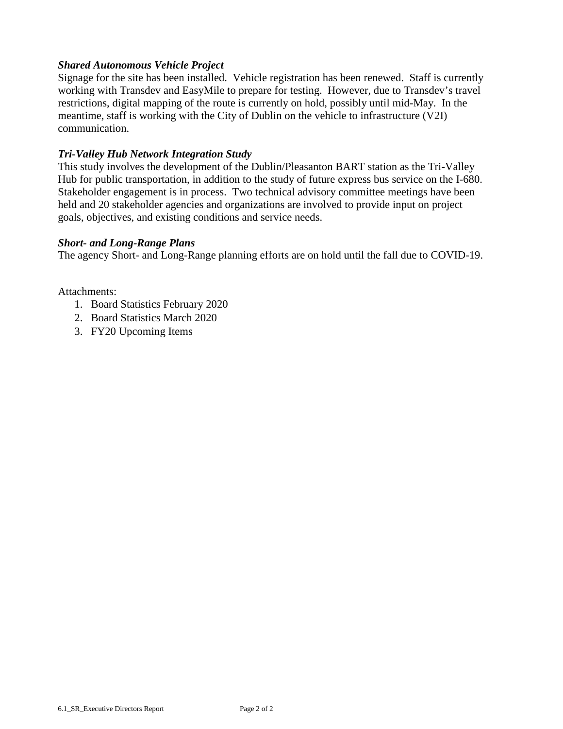***Shared Autonomous Vehicle Project***

Signage for the site has been installed. Vehicle registration has been renewed. Staff is currently working with Transdev and EasyMile to prepare for testing. However, due to Transdev's travel restrictions, digital mapping of the route is currently on hold, possibly until mid-May. In the meantime, staff is working with the City of Dublin on the vehicle to infrastructure (V2I) communication.

***Tri-Valley Hub Network Integration Study***

This study involves the development of the Dublin/Pleasanton BART station as the Tri-Valley Hub for public transportation, in addition to the study of future express bus service on the I-680. Stakeholder engagement is in process. Two technical advisory committee meetings have been held and 20 stakeholder agencies and organizations are involved to provide input on project goals, objectives, and existing conditions and service needs.

***Short- and Long-Range Plans***

The agency Short- and Long-Range planning efforts are on hold until the fall due to COVID-19.

Attachments:

1. Board Statistics February 2020
2. Board Statistics March 2020
3. FY20 Upcoming Items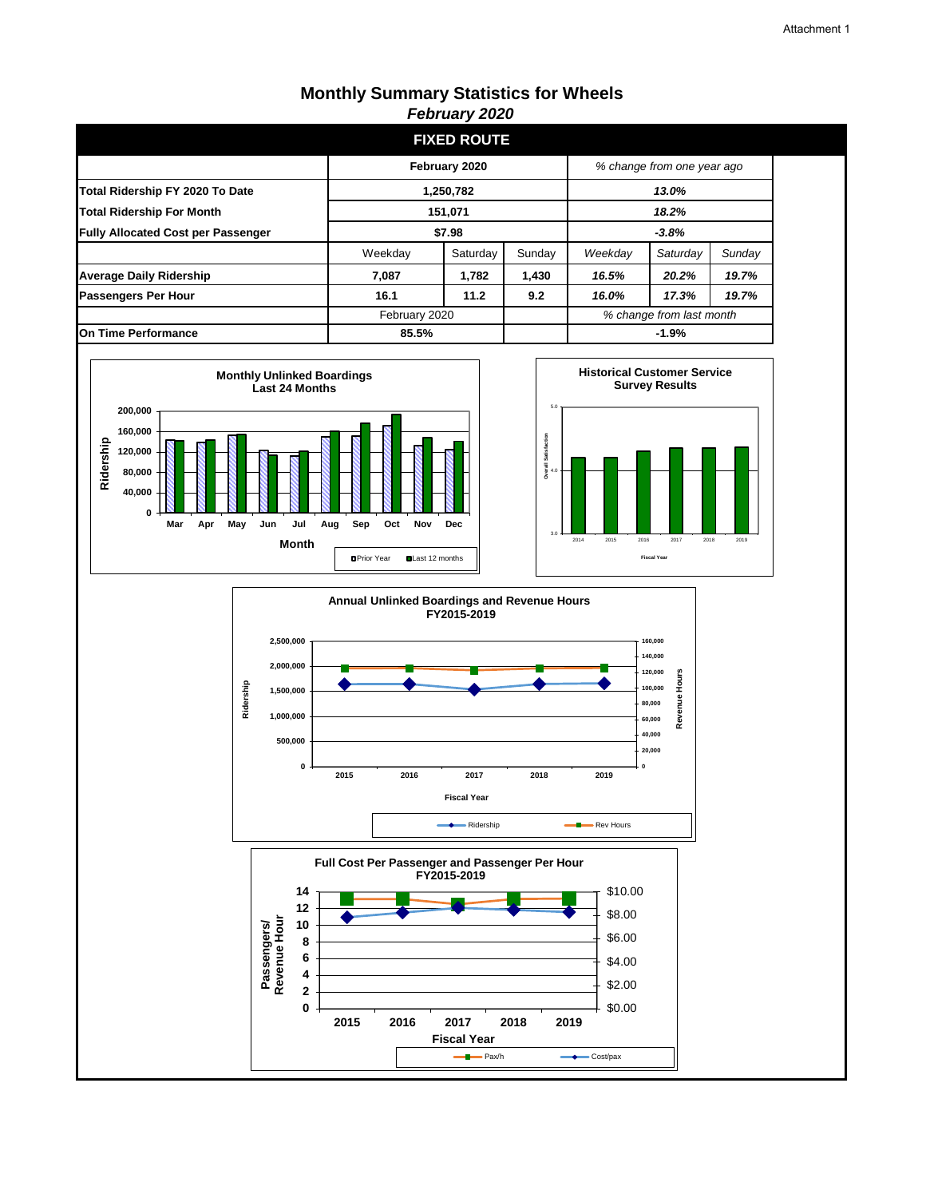# Monthly Summary Statistics for Wheels

*February 2020*

## FIXED ROUTE

| | February 2020 | | | *% change from one year ago* | | |
|---|---|---|---|---|---|---|
| **Total Ridership FY 2020 To Date** | **1,250,782** | | | ***13.0%*** | | |
| **Total Ridership For Month** | **151,071** | | | ***18.2%*** | | |
| **Fully Allocated Cost per Passenger** | **$7.98** | | | ***-3.8%*** | | |
| | Weekday | Saturday | Sunday | *Weekday* | *Saturday* | *Sunday* |
| **Average Daily Ridership** | **7,087** | **1,782** | **1,430** | ***16.5%*** | ***20.2%*** | ***19.7%*** |
| **Passengers Per Hour** | **16.1** | **11.2** | **9.2** | ***16.0%*** | ***17.3%*** | ***19.7%*** |
| | February 2020 | | | *% change from last month* | | |
| **On Time Performance** | **85.5%** | | | **-1.9%** | | |

**Monthly Unlinked Boardings Last 24 Months**

Ridership: 0, 40,000, 80,000, 120,000, 160,000, 200,000

Month: Mar, Apr, May, Jun, Jul, Aug, Sep, Oct, Nov, Dec

Prior Year / Last 12 months

**Historical Customer Service Survey Results**

Overall Satisfaction: 3.0, 4.0, 5.0

Fiscal Year: 2014, 2015, 2016, 2017, 2018, 2019

**Annual Unlinked Boardings and Revenue Hours FY2015-2019**

Ridership: 0, 500,000, 1,000,000, 1,500,000, 2,000,000, 2,500,000

Revenue Hours: 0, 20,000, 40,000, 60,000, 80,000, 100,000, 120,000, 140,000, 160,000

Fiscal Year: 2015, 2016, 2017, 2018, 2019

Ridership / Rev Hours

**Full Cost Per Passenger and Passenger Per Hour FY2015-2019**

Passengers/ Revenue Hour: 0, 2, 4, 6, 8, 10, 12, 14

$0.00, $2.00, $4.00, $6.00, $8.00, $10.00

Fiscal Year: 2015, 2016, 2017, 2018, 2019

Pax/h / Cost/pax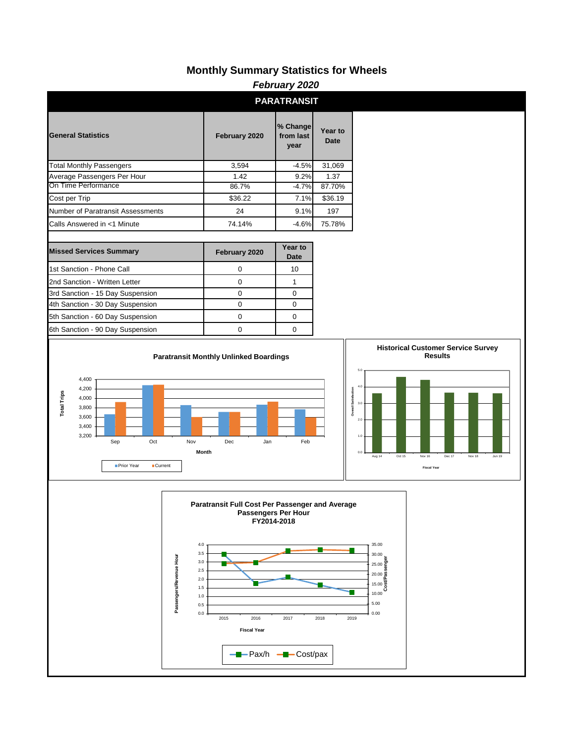# Monthly Summary Statistics for Wheels

*February 2020*

## PARATRANSIT

| General Statistics | February 2020 | % Change from last year | Year to Date |
|---|---|---|---|
| Total Monthly Passengers | 3,594 | -4.5% | 31,069 |
| Average Passengers Per Hour | 1.42 | 9.2% | 1.37 |
| On Time Performance | 86.7% | -4.7% | 87.70% |
| Cost per Trip | $36.22 | 7.1% | $36.19 |
| Number of Paratransit Assessments | 24 | 9.1% | 197 |
| Calls Answered in <1 Minute | 74.14% | -4.6% | 75.78% |

| Missed Services Summary | February 2020 | Year to Date |
|---|---|---|
| 1st Sanction - Phone Call | 0 | 10 |
| 2nd Sanction - Written Letter | 0 | 1 |
| 3rd Sanction - 15 Day Suspension | 0 | 0 |
| 4th Sanction - 30 Day Suspension | 0 | 0 |
| 5th Sanction - 60 Day Suspension | 0 | 0 |
| 6th Sanction - 90 Day Suspension | 0 | 0 |

**Paratransit Monthly Unlinked Boardings**

**Historical Customer Service Survey Results**

**Paratransit Full Cost Per Passenger and Average Passengers Per Hour FY2014-2018**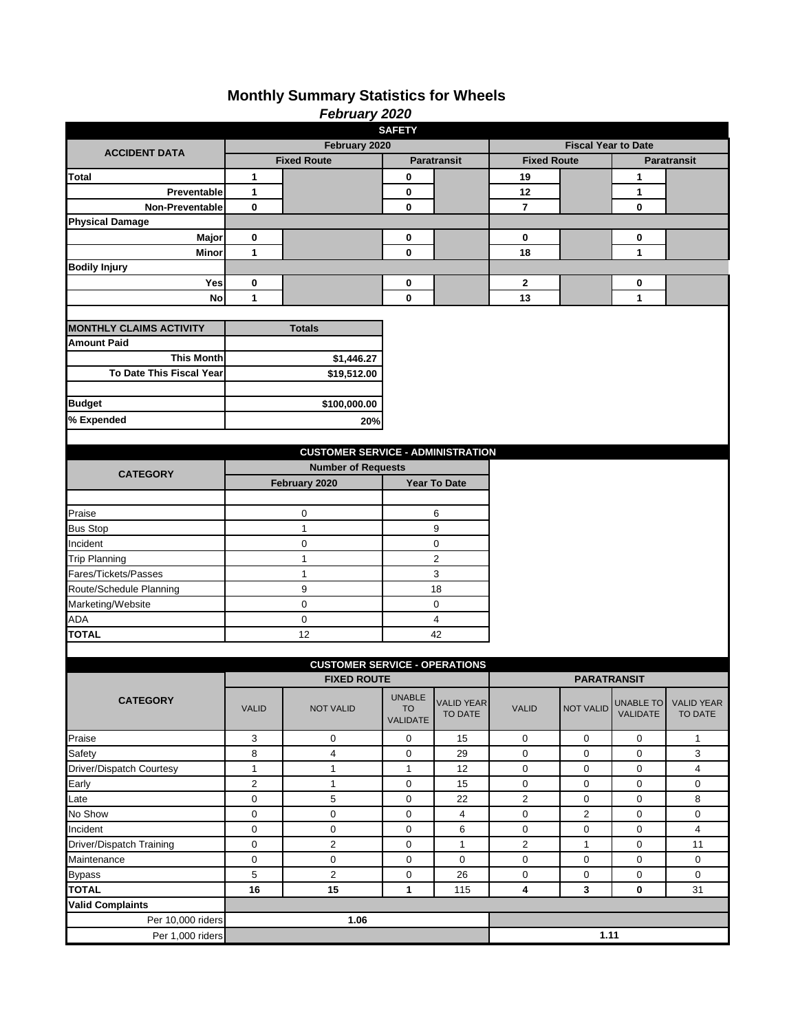# Monthly Summary Statistics for Wheels

*February 2020*

## SAFETY

| ACCIDENT DATA | February 2020 | | | | Fiscal Year to Date | | | |
|---|---|---|---|---|---|---|---|---|
| | Fixed Route | | Paratransit | | Fixed Route | | Paratransit | |
| **Total** | 1 | | 0 | | 19 | | 1 | |
| **Preventable** | 1 | | 0 | | 12 | | 1 | |
| **Non-Preventable** | 0 | | 0 | | 7 | | 0 | |
| **Physical Damage** | | | | | | | | |
| **Major** | 0 | | 0 | | 0 | | 0 | |
| **Minor** | 1 | | 0 | | 18 | | 1 | |
| **Bodily Injury** | | | | | | | | |
| **Yes** | 0 | | 0 | | 2 | | 0 | |
| **No** | 1 | | 0 | | 13 | | 1 | |

| MONTHLY CLAIMS ACTIVITY | Totals |
|---|---|
| **Amount Paid** | |
| **This Month** | $1,446.27 |
| **To Date This Fiscal Year** | $19,512.00 |
| | |
| **Budget** | $100,000.00 |
| **% Expended** | 20% |

## CUSTOMER SERVICE - ADMINISTRATION

| CATEGORY | Number of Requests | |
|---|---|---|
| | February 2020 | Year To Date |
| Praise | 0 | 6 |
| Bus Stop | 1 | 9 |
| Incident | 0 | 0 |
| Trip Planning | 1 | 2 |
| Fares/Tickets/Passes | 1 | 3 |
| Route/Schedule Planning | 9 | 18 |
| Marketing/Website | 0 | 0 |
| ADA | 0 | 4 |
| **TOTAL** | 12 | 42 |

## CUSTOMER SERVICE - OPERATIONS

| CATEGORY | FIXED ROUTE | | | | PARATRANSIT | | | |
|---|---|---|---|---|---|---|---|---|
| | VALID | NOT VALID | UNABLE TO VALIDATE | VALID YEAR TO DATE | VALID | NOT VALID | UNABLE TO VALIDATE | VALID YEAR TO DATE |
| Praise | 3 | 0 | 0 | 15 | 0 | 0 | 0 | 1 |
| Safety | 8 | 4 | 0 | 29 | 0 | 0 | 0 | 3 |
| Driver/Dispatch Courtesy | 1 | 1 | 1 | 12 | 0 | 0 | 0 | 4 |
| Early | 2 | 1 | 0 | 15 | 0 | 0 | 0 | 0 |
| Late | 0 | 5 | 0 | 22 | 2 | 0 | 0 | 8 |
| No Show | 0 | 0 | 0 | 4 | 0 | 2 | 0 | 0 |
| Incident | 0 | 0 | 0 | 6 | 0 | 0 | 0 | 4 |
| Driver/Dispatch Training | 0 | 2 | 0 | 1 | 2 | 1 | 0 | 11 |
| Maintenance | 0 | 0 | 0 | 0 | 0 | 0 | 0 | 0 |
| Bypass | 5 | 2 | 0 | 26 | 0 | 0 | 0 | 0 |
| **TOTAL** | **16** | **15** | **1** | 115 | **4** | **3** | **0** | 31 |
| **Valid Complaints** | | | | | | | | |
| Per 10,000 riders | 1.06 | | | | | | | |
| Per 1,000 riders | | | | | 1.11 | | | |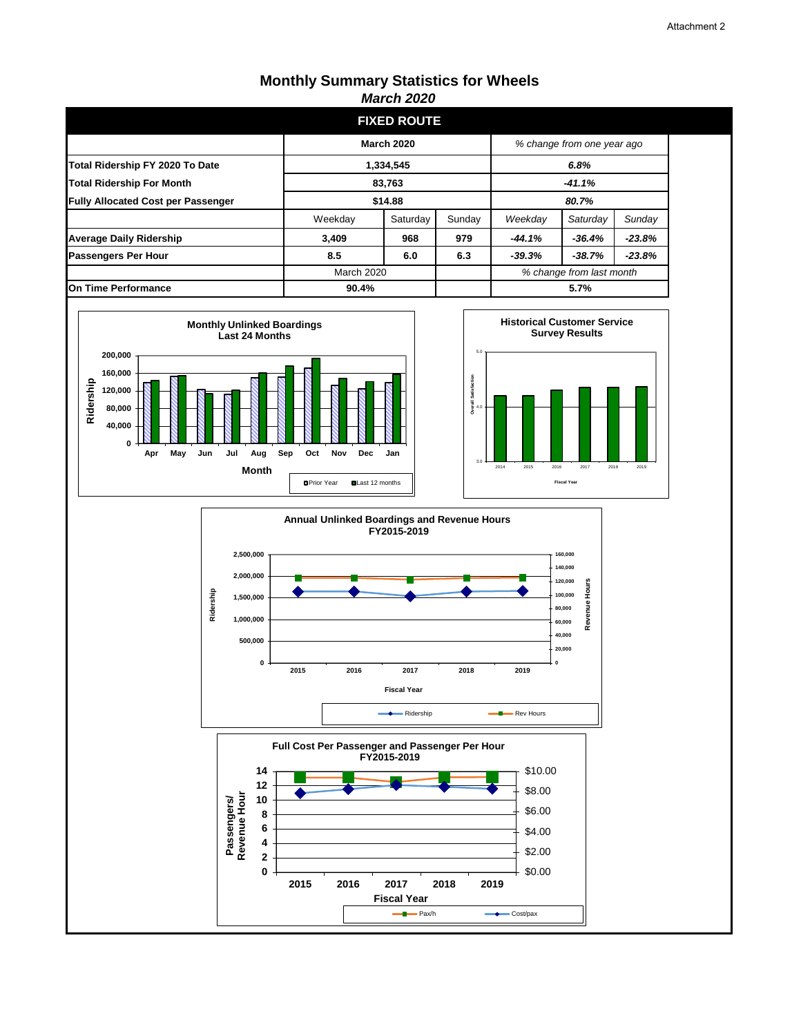Attachment 2

# Monthly Summary Statistics for Wheels

*March 2020*

## FIXED ROUTE

| | March 2020 | | | % change from one year ago | | |
|---|---|---|---|---|---|---|
| **Total Ridership FY 2020 To Date** | **1,334,545** | | | ***6.8%*** | | |
| **Total Ridership For Month** | **83,763** | | | ***-41.1%*** | | |
| **Fully Allocated Cost per Passenger** | **$14.88** | | | ***80.7%*** | | |
| | Weekday | Saturday | Sunday | *Weekday* | *Saturday* | *Sunday* |
| **Average Daily Ridership** | **3,409** | **968** | **979** | ***-44.1%*** | ***-36.4%*** | ***-23.8%*** |
| **Passengers Per Hour** | **8.5** | **6.0** | **6.3** | ***-39.3%*** | ***-38.7%*** | ***-23.8%*** |
| | March 2020 | | | *% change from last month* | | |
| **On Time Performance** | **90.4%** | | | **5.7%** | | |

**Monthly Unlinked Boardings Last 24 Months**

**Historical Customer Service Survey Results**

**Annual Unlinked Boardings and Revenue Hours FY2015-2019**

**Full Cost Per Passenger and Passenger Per Hour FY2015-2019**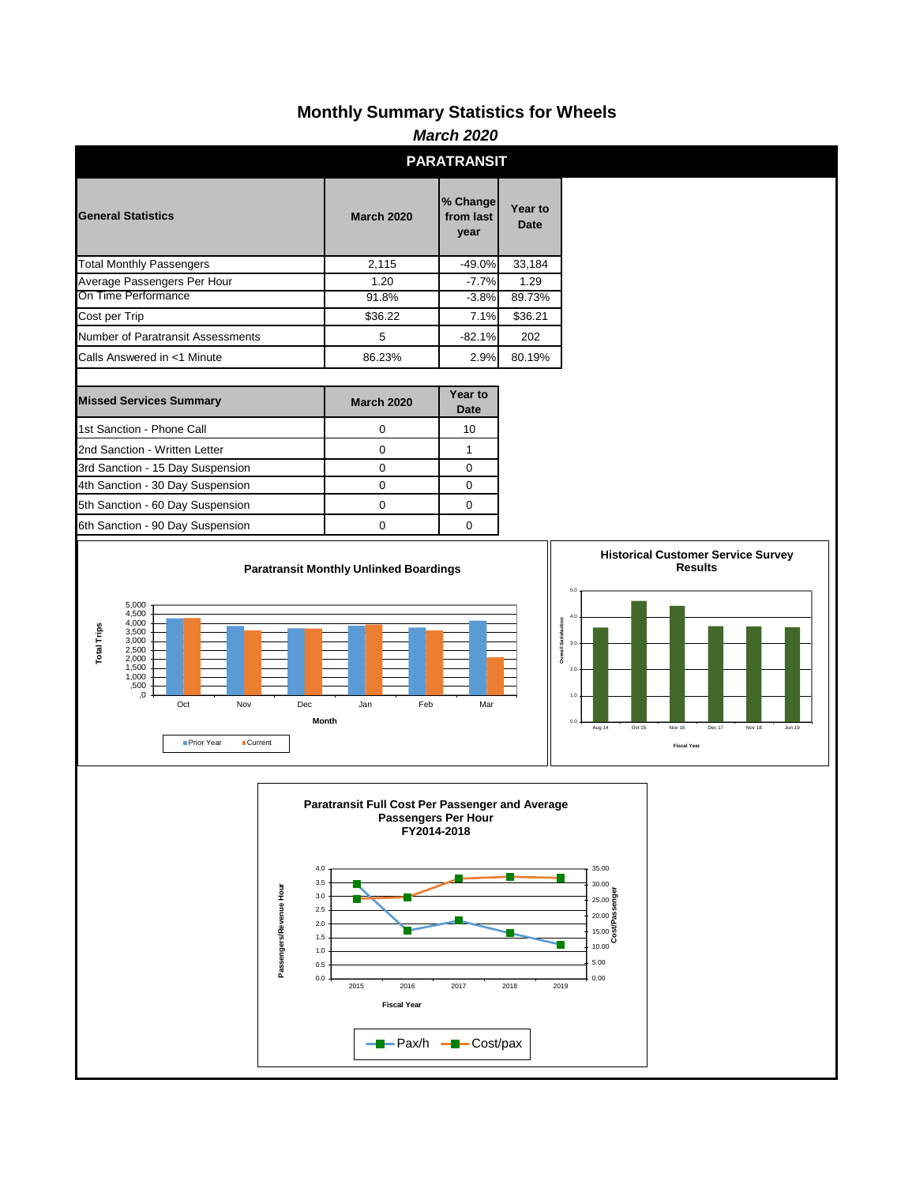# Monthly Summary Statistics for Wheels

*March 2020*

## PARATRANSIT

| General Statistics | March 2020 | % Change from last year | Year to Date |
|---|---|---|---|
| Total Monthly Passengers | 2,115 | -49.0% | 33,184 |
| Average Passengers Per Hour | 1.20 | -7.7% | 1.29 |
| On Time Performance | 91.8% | -3.8% | 89.73% |
| Cost per Trip | $36.22 | 7.1% | $36.21 |
| Number of Paratransit Assessments | 5 | -82.1% | 202 |
| Calls Answered in <1 Minute | 86.23% | 2.9% | 80.19% |

| Missed Services Summary | March 2020 | Year to Date |
|---|---|---|
| 1st Sanction - Phone Call | 0 | 10 |
| 2nd Sanction - Written Letter | 0 | 1 |
| 3rd Sanction - 15 Day Suspension | 0 | 0 |
| 4th Sanction - 30 Day Suspension | 0 | 0 |
| 5th Sanction - 60 Day Suspension | 0 | 0 |
| 6th Sanction - 90 Day Suspension | 0 | 0 |

**Paratransit Monthly Unlinked Boardings**

Total Trips (0 – 5,000) by Month: Oct, Nov, Dec, Jan, Feb, Mar

Prior Year / Current

**Historical Customer Service Survey Results**

Overall Satisfaction (0.0 – 5.0) by Fiscal Year: Aug 14, Oct 15, Nov 16, Dec 17, Nov 18, Jun 19

**Paratransit Full Cost Per Passenger and Average Passengers Per Hour FY2014-2018**

Passengers/Revenue Hour (0.0 – 4.0); Cost/Passenger (0.00 – 35.00); Fiscal Year: 2015, 2016, 2017, 2018, 2019

Pax/h / Cost/pax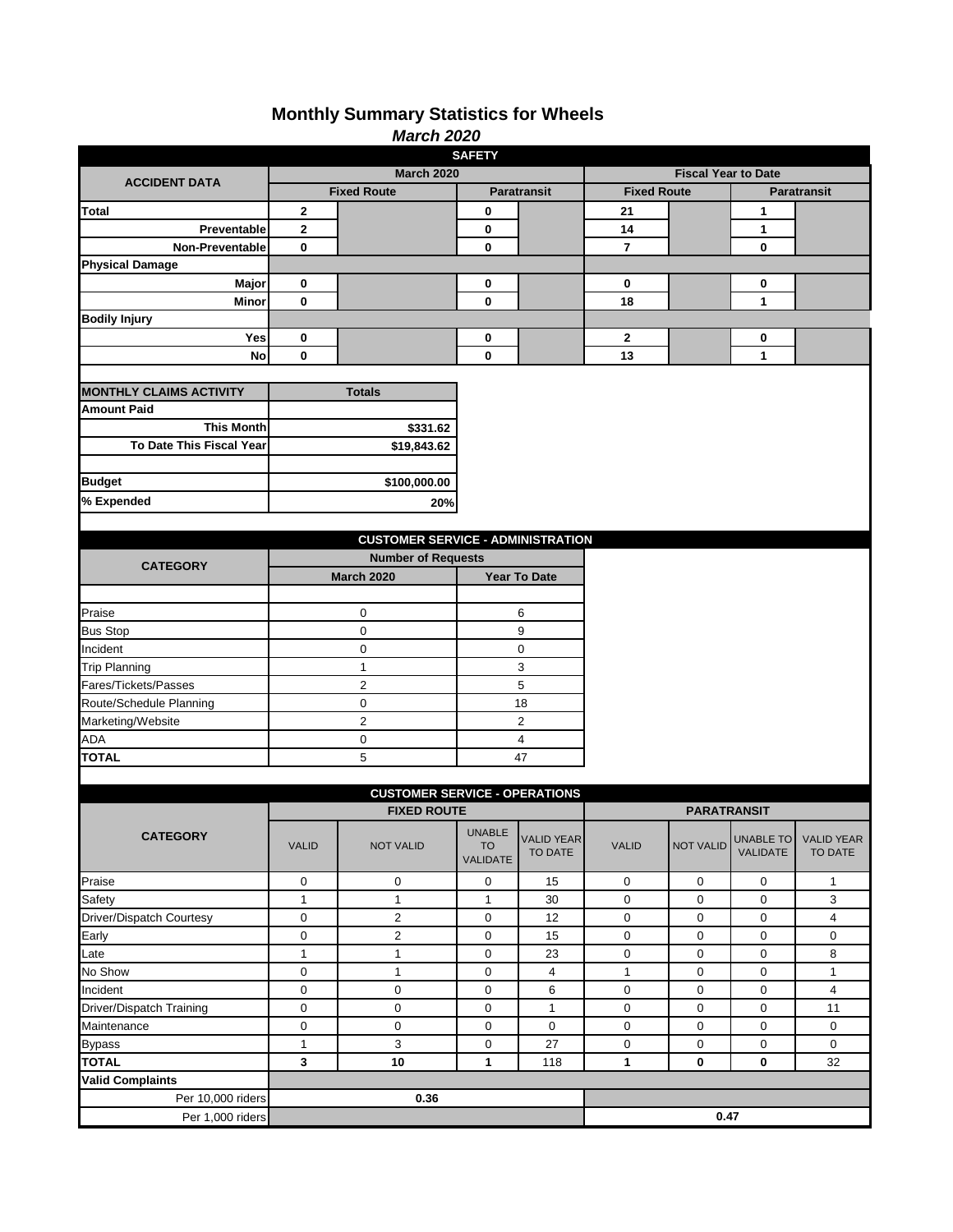# Monthly Summary Statistics for Wheels

***March 2020***

## SAFETY

| ACCIDENT DATA | March 2020 | | | | Fiscal Year to Date | | | |
|---|---|---|---|---|---|---|---|---|
| | Fixed Route | | Paratransit | | Fixed Route | | Paratransit | |
| **Total** | **2** | | **0** | | **21** | | **1** | |
| **Preventable** | **2** | | **0** | | **14** | | **1** | |
| **Non-Preventable** | **0** | | **0** | | **7** | | **0** | |
| **Physical Damage** | | | | | | | | |
| **Major** | **0** | | **0** | | **0** | | **0** | |
| **Minor** | **0** | | **0** | | **18** | | **1** | |
| **Bodily Injury** | | | | | | | | |
| **Yes** | **0** | | **0** | | **2** | | **0** | |
| **No** | **0** | | **0** | | **13** | | **1** | |

| MONTHLY CLAIMS ACTIVITY | Totals |
|---|---|
| **Amount Paid** | |
| **This Month** | **$331.62** |
| **To Date This Fiscal Year** | **$19,843.62** |
| | |
| **Budget** | **$100,000.00** |
| **% Expended** | **20%** |

## CUSTOMER SERVICE - ADMINISTRATION

| CATEGORY | Number of Requests | |
|---|---|---|
| | March 2020 | Year To Date |
| Praise | 0 | 6 |
| Bus Stop | 0 | 9 |
| Incident | 0 | 0 |
| Trip Planning | 1 | 3 |
| Fares/Tickets/Passes | 2 | 5 |
| Route/Schedule Planning | 0 | 18 |
| Marketing/Website | 2 | 2 |
| ADA | 0 | 4 |
| **TOTAL** | 5 | 47 |

## CUSTOMER SERVICE - OPERATIONS

| CATEGORY | FIXED ROUTE | | | | PARATRANSIT | | | |
|---|---|---|---|---|---|---|---|---|
| | VALID | NOT VALID | UNABLE TO VALIDATE | VALID YEAR TO DATE | VALID | NOT VALID | UNABLE TO VALIDATE | VALID YEAR TO DATE |
| Praise | 0 | 0 | 0 | 15 | 0 | 0 | 0 | 1 |
| Safety | 1 | 1 | 1 | 30 | 0 | 0 | 0 | 3 |
| Driver/Dispatch Courtesy | 0 | 2 | 0 | 12 | 0 | 0 | 0 | 4 |
| Early | 0 | 2 | 0 | 15 | 0 | 0 | 0 | 0 |
| Late | 1 | 1 | 0 | 23 | 0 | 0 | 0 | 8 |
| No Show | 0 | 1 | 0 | 4 | 1 | 0 | 0 | 1 |
| Incident | 0 | 0 | 0 | 6 | 0 | 0 | 0 | 4 |
| Driver/Dispatch Training | 0 | 0 | 0 | 1 | 0 | 0 | 0 | 11 |
| Maintenance | 0 | 0 | 0 | 0 | 0 | 0 | 0 | 0 |
| Bypass | 1 | 3 | 0 | 27 | 0 | 0 | 0 | 0 |
| **TOTAL** | **3** | **10** | **1** | 118 | **1** | **0** | **0** | 32 |
| **Valid Complaints** | | | | | | | | |
| Per 10,000 riders | **0.36** | | | | | | | |
| Per 1,000 riders | | | | | **0.47** | | | |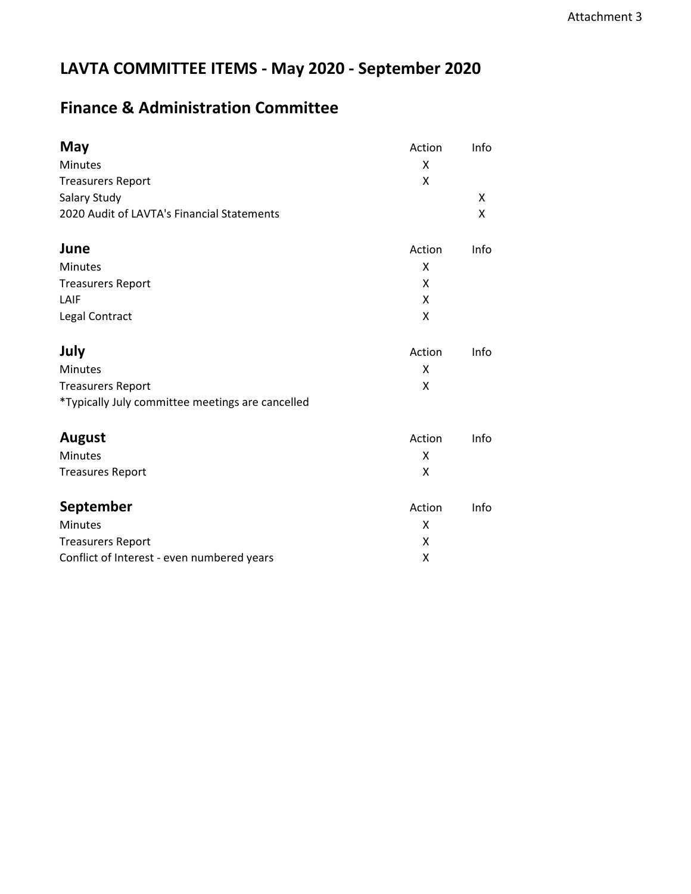Attachment 3

# LAVTA COMMITTEE ITEMS - May 2020 - September 2020

## Finance & Administration Committee

| **May** | Action | Info |
|---|---|---|
| Minutes | X | |
| Treasurers Report | X | |
| Salary Study | | X |
| 2020 Audit of LAVTA's Financial Statements | | X |

| **June** | Action | Info |
|---|---|---|
| Minutes | X | |
| Treasurers Report | X | |
| LAIF | X | |
| Legal Contract | X | |

| **July** | Action | Info |
|---|---|---|
| Minutes | X | |
| Treasurers Report | X | |
| *Typically July committee meetings are cancelled | | |

| **August** | Action | Info |
|---|---|---|
| Minutes | X | |
| Treasures Report | X | |

| **September** | Action | Info |
|---|---|---|
| Minutes | X | |
| Treasurers Report | X | |
| Conflict of Interest - even numbered years | X | |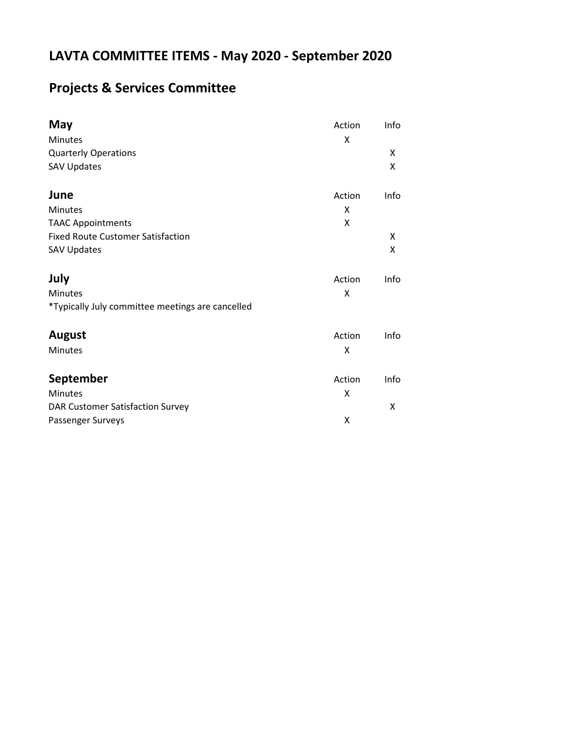# LAVTA COMMITTEE ITEMS - May 2020 - September 2020

## Projects & Services Committee

| May | Action | Info |
|---|---|---|
| Minutes | X | |
| Quarterly Operations | | X |
| SAV Updates | | X |

| June | Action | Info |
|---|---|---|
| Minutes | X | |
| TAAC Appointments | X | |
| Fixed Route Customer Satisfaction | | X |
| SAV Updates | | X |

| July | Action | Info |
|---|---|---|
| Minutes | X | |
| *Typically July committee meetings are cancelled | | |

| August | Action | Info |
|---|---|---|
| Minutes | X | |

| September | Action | Info |
|---|---|---|
| Minutes | X | |
| DAR Customer Satisfaction Survey | | X |
| Passenger Surveys | X | |